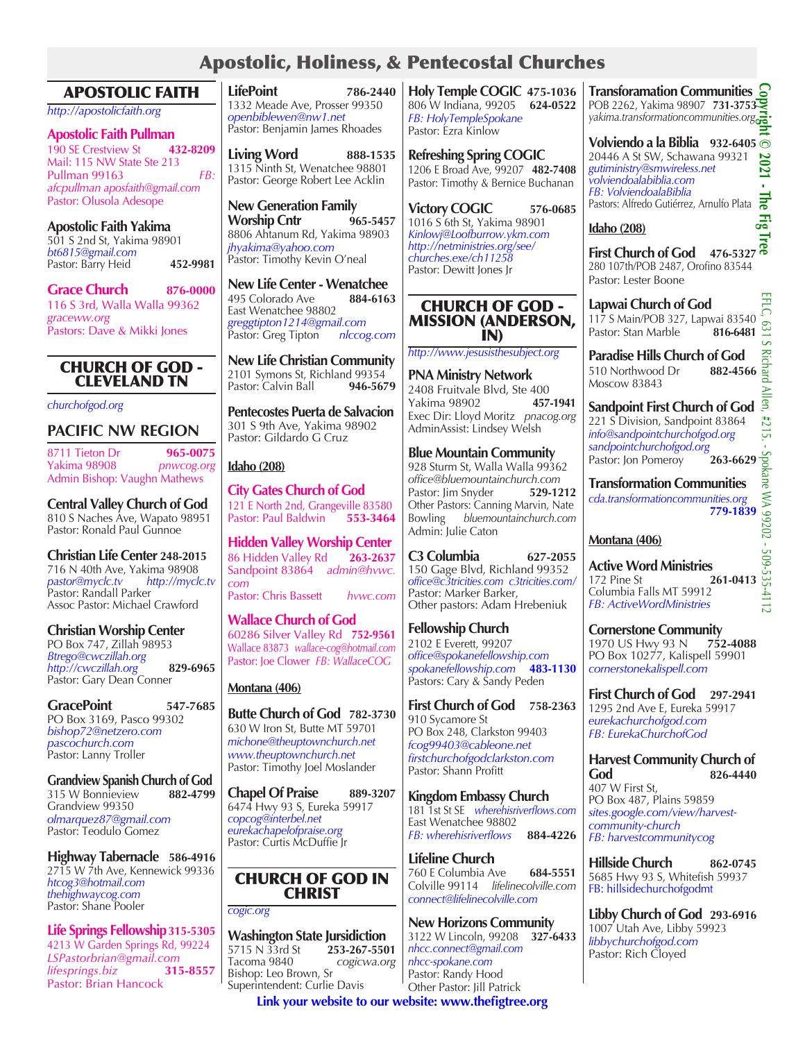# Apostolic, Holiness, & Pentecostal Churches

## APOSTOLIC FAITH

http://apostolicfaith.org

**Apostolic Faith Pullman**
190 SE Crestview St **432-8209**
Mail: 115 NW State Ste 213
Pullman 99163 FB: afcpullman aposfaith@gmail.com
Pastor: Olusola Adesope

**Apostolic Faith Yakima**
501 S 2nd St, Yakima 98901
bt6815@gmail.com
Pastor: Barry Heid **452-9981**

**Grace Church** **876-0000**
116 S 3rd, Walla Walla 99362
graceww.org
Pastors: Dave & Mikki Jones

## CHURCH OF GOD - CLEVELAND TN

churchofgod.org

### PACIFIC NW REGION

8711 Tieton Dr **965-0075**
Yakima 98908 pnwcog.org
Admin Bishop: Vaughn Mathews

**Central Valley Church of God**
810 S Naches Ave, Wapato 98951
Pastor: Ronald Paul Gunnoe

**Christian Life Center** **248-2015**
716 N 40th Ave, Yakima 98908
pastor@myclc.tv http://myclc.tv
Pastor: Randall Parker
Assoc Pastor: Michael Crawford

**Christian Worship Center**
PO Box 747, Zillah 98953
Btrego@cwczillah.org
http://cwczillah.org **829-6965**
Pastor: Gary Dean Conner

**GracePoint** **547-7685**
PO Box 3169, Pasco 99302
bishop72@netzero.com
pascochurch.com
Pastor: Lanny Troller

**Grandview Spanish Church of God**
315 W Bonnieview **882-4799**
Grandview 99350
olmarquez87@gmail.com
Pastor: Teodulo Gomez

**Highway Tabernacle** **586-4916**
2715 W 7th Ave, Kennewick 99336
htcog3@hotmail.com
thehighwaycog.com
Pastor: Shane Pooler

**Life Springs Fellowship** **315-5305**
4213 W Garden Springs Rd, 99224
LSPastorbrian@gmail.com
lifesprings.biz **315-8557**
Pastor: Brian Hancock

**LifePoint** **786-2440**
1332 Meade Ave, Prosser 99350
openbiblewen@nw1.net
Pastor: Benjamin James Rhoades

**Living Word** **888-1535**
1315 Ninth St, Wenatchee 98801
Pastor: George Robert Lee Acklin

**New Generation Family Worship Cntr** **965-5457**
8806 Ahtanum Rd, Yakima 98903
jhyakima@yahoo.com
Pastor: Timothy Kevin O'neal

**New Life Center - Wenatchee**
495 Colorado Ave **884-6163**
East Wenatchee 98802
greggtipton1214@gmail.com
Pastor: Greg Tipton nlccog.com

**New Life Christian Community**
2101 Symons St, Richland 99354
Pastor: Calvin Ball **946-5679**

**Pentecostes Puerta de Salvacion**
301 S 9th Ave, Yakima 98902
Pastor: Gildardo G Cruz

### Idaho (208)

**City Gates Church of God**
121 E North 2nd, Grangeville 83580
Pastor: Paul Baldwin **553-3464**

**Hidden Valley Worship Center**
86 Hidden Valley Rd **263-2637**
Sandpoint 83864 admin@hvwc.com
Pastor: Chris Bassett hvwc.com

**Wallace Church of God**
60286 Silver Valley Rd **752-9561**
Wallace 83873 wallace-cog@hotmail.com
Pastor: Joe Clower FB: WallaceCOG

### Montana (406)

**Butte Church of God** **782-3730**
630 W Iron St, Butte MT 59701
michone@theuptownchurch.net
www.theuptownchurch.net
Pastor: Timothy Joel Moslander

**Chapel Of Praise** **889-3207**
6474 Hwy 93 S, Eureka 59917
copcog@interbel.net
eurekachapelofpraise.org
Pastor: Curtis McDuffie Jr

## CHURCH OF GOD IN CHRIST

cogic.org

**Washington State Jursidiction**
5715 N 33rd St **253-267-5501**
Tacoma 9840 cogicwa.org
Bishop: Leo Brown, Sr
Superintendent: Curlie Davis

**Holy Temple COGIC** **475-1036**
806 W Indiana, 99205 **624-0522**
FB: HolyTempleSpokane
Pastor: Ezra Kinlow

**Refreshing Spring COGIC**
1206 E Broad Ave, 99207 **482-7408**
Pastor: Timothy & Bernice Buchanan

**Victory COGIC** **576-0685**
1016 S 6th St, Yakima 98901
Kinlowj@Loofburrow.ykm.com
http://netministries.org/see/churches.exe/ch11258
Pastor: Dewitt Jones Jr

## CHURCH OF GOD - MISSION (ANDERSON, IN)

http://www.jesusisthesubject.org

**PNA Ministry Network**
2408 Fruitvale Blvd, Ste 400
Yakima 98902 **457-1941**
Exec Dir: Lloyd Moritz pnacog.org
AdminAssist: Lindsey Welsh

**Blue Mountain Community**
928 Sturm St, Walla Walla 99362
office@bluemountainchurch.com
Pastor: Jim Snyder **529-1212**
Other Pastors: Canning Marvin, Nate Bowling bluemountainchurch.com
Admin: Julie Caton

**C3 Columbia** **627-2055**
150 Gage Blvd, Richland 99352
office@c3tricities.com c3tricities.com/
Pastor: Marker Barker,
Other pastors: Adam Hrebeniuk

**Fellowship Church**
2102 E Everett, 99207
office@spokanefellowship.com
spokanefellowship.com **483-1130**
Pastors: Cary & Sandy Peden

**First Church of God** **758-2363**
910 Sycamore St
PO Box 248, Clarkston 99403
fcog99403@cableone.net
firstchurchofgodclarkston.com
Pastor: Shann Profitt

**Kingdom Embassy Church**
181 1st St SE wherehisriverflows.com
East Wenatchee 98802
FB: wherehisriverflows **884-4226**

**Lifeline Church**
760 E Columbia Ave **684-5551**
Colville 99114 lifelinecolville.com
connect@lifelinecolville.com

**New Horizons Community**
3122 W Lincoln, 99208 **327-6433**
nhcc.connect@gmail.com
nhcc-spokane.com
Pastor: Randy Hood
Other Pastor: Jill Patrick

**Transforamation Communities**
POB 2262, Yakima 98907 **731-3753**
yakima.transformationcommunities.org

**Volviendo a la Biblia** **932-6405**
20446 A St SW, Schawana 99321
gutiministry@smwireless.net
volviendoalabiblia.com
FB: VolviendoalaBiblia
Pastors: Alfredo Gutiérrez, Arnulfo Plata

### Idaho (208)

**First Church of God** **476-5327**
280 107th/POB 2487, Orofino 83544
Pastor: Lester Boone

**Lapwai Church of God**
117 S Main/POB 327, Lapwai 83540
Pastor: Stan Marble **816-6481**

**Paradise Hills Church of God**
510 Northwood Dr **882-4566**
Moscow 83843

**Sandpoint First Church of God**
221 S Division, Sandpoint 83864
info@sandpointchurchofgod.org
sandpointchurchofgod.org
Pastor: Jon Pomeroy **263-6629**

**Transformation Communities**
cda.transformationcommunities.org
**779-1839**

### Montana (406)

**Active Word Ministries**
172 Pine St **261-0413**
Columbia Falls MT 59912
FB: ActiveWordMinistries

**Cornerstone Community**
1970 US Hwy 93 N **752-4088**
PO Box 10277, Kalispell 59901
cornerstonekalispell.com

**First Church of God** **297-2941**
1295 2nd Ave E, Eureka 59917
eurekachurchofgod.com
FB: EurekaChurchofGod

**Harvest Community Church of God** **826-4440**
407 W First St,
PO Box 487, Plains 59859
sites.google.com/view/harvest-community-church
FB: harvestcommunitycog

**Hillside Church** **862-0745**
5685 Hwy 93 S, Whitefish 59937
FB: hillsidechurchofgodmt

**Libby Church of God** **293-6916**
1007 Utah Ave, Libby 59923
libbychurchofgod.com
Pastor: Rich Cloyed

Copyright © 2021 - The Fig Tree
EFLC, 631 S Richard Allen, #215 - Spokane WA 99202 - 509-535-4112

**Link your website to our website: www.thefigtree.org**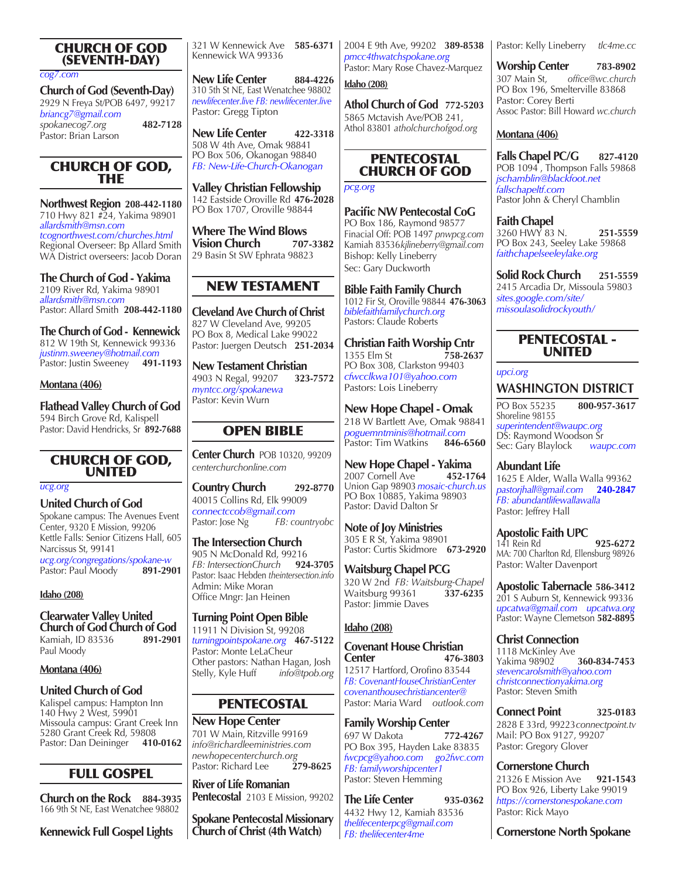## CHURCH OF GOD (SEVENTH-DAY)

*cog7.com*

**Church of God (Seventh-Day)**
2929 N Freya St/POB 6497, 99217
*briancg7@gmail.com*
*spokanecog7.org* **482-7128**
Pastor: Brian Larson

## CHURCH OF GOD, THE

**Northwest Region 208-442-1180**
710 Hwy 821 #24, Yakima 98901
*allardsmith@msn.com*
*tcognorthwest.com/churches.html*
Regional Overseer: Bp Allard Smith
WA District overseers: Jacob Doran

**The Church of God - Yakima**
2109 River Rd, Yakima 98901
*allardsmith@msn.com*
Pastor: Allard Smith **208-442-1180**

**The Church of God - Kennewick**
812 W 19th St, Kennewick 99336
*justinm.sweeney@hotmail.com*
Pastor: Justin Sweeney **491-1193**

**Montana (406)**

**Flathead Valley Church of God**
594 Birch Grove Rd, Kalispell
Pastor: David Hendricks, Sr **892-7688**

## CHURCH OF GOD, UNITED

*ucg.org*

**United Church of God**
Spokane campus: The Avenues Event Center, 9320 E Mission, 99206
Kettle Falls: Senior Citizens Hall, 605 Narcissus St, 99141
*ucg.org/congregations/spokane-w*
Pastor: Paul Moody **891-2901**

**Idaho (208)**

**Clearwater Valley United Church of God Church of God**
Kamiah, ID 83536 **891-2901**
Paul Moody

**Montana (406)**

**United Church of God**
Kalispel campus: Hampton Inn
140 Hwy 2 West, 59901
Missoula campus: Grant Creek Inn
5280 Grant Creek Rd, 59808
Pastor: Dan Deininger **410-0162**

## FULL GOSPEL

**Church on the Rock 884-3935**
166 9th St NE, East Wenatchee 98802

**Kennewick Full Gospel Lights**
321 W Kennewick Ave **585-6371**
Kennewick WA 99336

**New Life Center 884-4226**
310 5th St NE, East Wenatchee 98802
*newlifecenter.live FB: newlifecenter.live*
Pastor: Gregg Tipton

**New Life Center 422-3318**
508 W 4th Ave, Omak 98841
PO Box 506, Okanogan 98840
*FB: New-Life-Church-Okanogan*

**Valley Christian Fellowship**
142 Eastside Oroville Rd **476-2028**
PO Box 1707, Oroville 98844

**Where The Wind Blows Vision Church 707-3382**
29 Basin St SW Ephrata 98823

## NEW TESTAMENT

**Cleveland Ave Church of Christ**
827 W Cleveland Ave, 99205
PO Box 8, Medical Lake 99022
Pastor: Juergen Deutsch **251-2034**

**New Testament Christian**
4903 N Regal, 99207 **323-7572**
*myntcc.org/spokanewa*
Pastor: Kevin Wurn

## OPEN BIBLE

**Center Church** POB 10320, 99209
*centerchurchonline.com*

**Country Church 292-8770**
40015 Collins Rd, Elk 99009
*connectccob@gmail.com*
Pastor: Jose Ng *FB: countryobc*

**The Intersection Church**
905 N McDonald Rd, 99216
*FB: IntersectionChurch* **924-3705**
Pastor: Isaac Hebden *theintersection.info*
Admin: Mike Moran
Office Mngr: Jan Heinen

**Turning Point Open Bible**
11911 N Division St, 99208
*turningpointspokane.org* **467-5122**
Pastor: Monte LeLaCheur
Other pastors: Nathan Hagan, Josh Stelly, Kyle Huff *info@tpob.org*

## PENTECOSTAL

**New Hope Center**
701 W Main, Ritzville 99169
*info@richardleeministries.com*
*newhopecenterchurch.org*
Pastor: Richard Lee **279-8625**

**River of Life Romanian Pentecostal** 2103 E Mission, 99202

**Spokane Pentecostal Missionary Church of Christ (4th Watch)**
2004 E 9th Ave, 99202 **389-8538**
*pmcc4thwatchspokane.org*
Pastor: Mary Rose Chavez-Marquez

**Idaho (208)**

**Athol Church of God 772-5203**
5865 Mctavish Ave/POB 241, Athol 83801 *atholchurchofgod.org*

## PENTECOSTAL CHURCH OF GOD

*pcg.org*

**Pacific NW Pentecostal CoG**
PO Box 186, Raymond 98577
Finacial Off: POB 1497 *pnwpcg.com*
Kamiah 83536*kjlineberry@gmail.com*
Bishop: Kelly Lineberry
Sec: Gary Duckworth

**Bible Faith Family Church**
1012 Fir St, Oroville 98844 **476-3063**
*biblefaithfamilychurch.org*
Pastors: Claude Roberts

**Christian Faith Worship Cntr**
1355 Elm St **758-2637**
PO Box 308, Clarkston 99403
*cfwcclkwa101@yahoo.com*
Pastors: Lois Lineberry

**New Hope Chapel - Omak**
218 W Bartlett Ave, Omak 98841
*poguemntminis@hotmail.com*
Pastor: Tim Watkins **846-6560**

**New Hope Chapel - Yakima**
2007 Cornell Ave **452-1764**
Union Gap 98903 *mosaic-church.us*
PO Box 10885, Yakima 98903
Pastor: David Dalton Sr

**Note of Joy Ministries**
305 E R St, Yakima 98901
Pastor: Curtis Skidmore **673-2920**

**Waitsburg Chapel PCG**
320 W 2nd *FB: Waitsburg-Chapel*
Waitsburg 99361 **337-6235**
Pastor: Jimmie Daves

**Idaho (208)**

**Covenant House Christian Center 476-3803**
12517 Hartford, Orofino 83544
*FB: CovenantHouseChristianCenter*
*covenanthousechristiancenter@*
Pastor: Maria Ward *outlook.com*

**Family Worship Center**
697 W Dakota **772-4267**
PO Box 395, Hayden Lake 83835
*fwcpcg@yahoo.com go2fwc.com*
*FB: familyworshipcenter1*
Pastor: Steven Hemming

**The Life Center 935-0362**
4432 Hwy 12, Kamiah 83536
*thelifecenterpcg@gmail.com*
*FB: thelifecenter4me*
Pastor: Kelly Lineberry *tlc4me.cc*

**Worship Center 783-8902**
307 Main St, *office@wc.church*
PO Box 196, Smelterville 83868
Pastor: Corey Berti
Assoc Pastor: Bill Howard *wc.church*

**Montana (406)**

**Falls Chapel PC/G 827-4120**
POB 1094 , Thompson Falls 59868
*jschamblin@blackfoot.net*
*fallschapeltf.com*
Pastor John & Cheryl Chamblin

**Faith Chapel**
3260 HWY 83 N. **251-5559**
PO Box 243, Seeley Lake 59868
*faithchapelseeleylake.org*

**Solid Rock Church 251-5559**
2415 Arcadia Dr, Missoula 59803
*sites.google.com/site/missoulasolidrockyouth/*

## PENTECOSTAL - UNITED

*upci.org*

### WASHINGTON DISTRICT

PO Box 55235 **800-957-3617**
Shoreline 98155
*superintendent@waupc.org*
DS: Raymond Woodson Sr
Sec: Gary Blaylock *waupc.com*

**Abundant Life**
1625 E Alder, Walla Walla 99362
*pastorjhall@gmail.com* **240-2847**
*FB: abundantlifewallawalla*
Pastor: Jeffrey Hall

**Apostolic Faith UPC**
141 Rein Rd **925-6272**
MA: 700 Charlton Rd, Ellensburg 98926
Pastor: Walter Davenport

**Apostolic Tabernacle 586-3412**
201 S Auburn St, Kennewick 99336
*upcatwa@gmail.com upcatwa.org*
Pastor: Wayne Clemetson **582-8895**

**Christ Connection**
1118 McKinley Ave
Yakima 98902 **360-834-7453**
*stevencarolsmith@yahoo.com*
*christconnectionyakima.org*
Pastor: Steven Smith

**Connect Point 325-0183**
2828 E 33rd, 99223*connectpoint.tv*
Mail: PO Box 9127, 99207
Pastor: Gregory Glover

**Cornerstone Church**
21326 E Mission Ave **921-1543**
PO Box 926, Liberty Lake 99019
*https://cornerstonespokane.com*
Pastor: Rick Mayo

**Cornerstone North Spokane**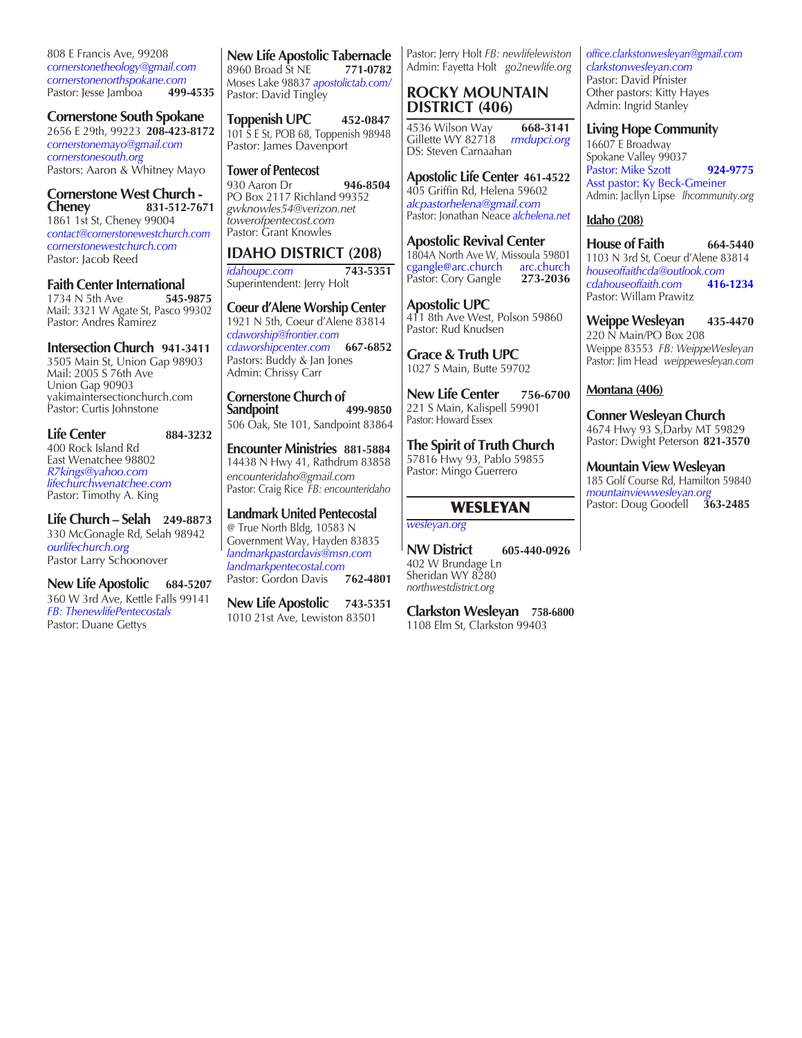808 E Francis Ave, 99208
*cornerstonetheology@gmail.com*
*cornerstonenorthspokane.com*
Pastor: Jesse Jamboa **499-4535**

**Cornerstone South Spokane**
2656 E 29th, 99223 **208-423-8172**
*cornerstonemayo@gmail.com*
*cornerstonesouth.org*
Pastors: Aaron & Whitney Mayo

**Cornerstone West Church - Cheney** **831-512-7671**
1861 1st St, Cheney 99004
*contact@cornerstonewestchurch.com*
*cornerstonewestchurch.com*
Pastor: Jacob Reed

**Faith Center International**
1734 N 5th Ave **545-9875**
Mail: 3321 W Agate St, Pasco 99302
Pastor: Andres Ramirez

**Intersection Church** **941-3411**
3505 Main St, Union Gap 98903
Mail: 2005 S 76th Ave
Union Gap 90903
yakimaintersectionchurch.com
Pastor: Curtis Johnstone

**Life Center** **884-3232**
400 Rock Island Rd
East Wenatchee 98802
*R7kings@yahoo.com*
*lifechurchwenatchee.com*
Pastor: Timothy A. King

**Life Church – Selah** **249-8873**
330 McGonagle Rd, Selah 98942
*ourlifechurch.org*
Pastor Larry Schoonover

**New Life Apostolic** **684-5207**
360 W 3rd Ave, Kettle Falls 99141
*FB: ThenewlifePentecostals*
Pastor: Duane Gettys

**New Life Apostolic Tabernacle**
8960 Broad St NE **771-0782**
Moses Lake 98837 *apostolictab.com/*
Pastor: David Tingley

**Toppenish UPC** **452-0847**
101 S E St, POB 68, Toppenish 98948
Pastor: James Davenport

**Tower of Pentecost**
930 Aaron Dr **946-8504**
PO Box 2117 Richland 99352
*gwknowles54@verizon.net*
*towerofpentecost.com*
Pastor: Grant Knowles

## IDAHO DISTRICT (208)

*idahoupc.com* **743-5351**
Superintendent: Jerry Holt

**Coeur d'Alene Worship Center**
1921 N 5th, Coeur d'Alene 83814
*cdaworship@frontier.com*
*cdaworshipcenter.com* **667-6852**
Pastors: Buddy & Jan Jones
Admin: Chrissy Carr

**Cornerstone Church of Sandpoint** **499-9850**
506 Oak, Ste 101, Sandpoint 83864

**Encounter Ministries** **881-5884**
14438 N Hwy 41, Rathdrum 83858
*encounteridaho@gmail.com*
Pastor: Craig Rice *FB: encounteridaho*

**Landmark United Pentecostal**
@ True North Bldg, 10583 N
Government Way, Hayden 83835
*landmarkpastordavis@msn.com*
*landmarkpentecostal.com*
Pastor: Gordon Davis **762-4801**

**New Life Apostolic** **743-5351**
1010 21st Ave, Lewiston 83501
Pastor: Jerry Holt *FB: newlifelewiston*
Admin: Fayetta Holt *go2newlife.org*

## ROCKY MOUNTAIN DISTRICT (406)

4536 Wilson Way **668-3141**
Gillette WY 82718 *rmdupci.org*
DS: Steven Carnaahan

**Apostolic Life Center** **461-4522**
405 Griffin Rd, Helena 59602
*alcpastorhelena@gmail.com*
Pastor: Jonathan Neace *alchelena.net*

**Apostolic Revival Center**
1804A North Ave W, Missoula 59801
cgangle@arc.church arc.church
Pastor: Cory Gangle **273-2036**

**Apostolic UPC**
411 8th Ave West, Polson 59860
Pastor: Rud Knudsen

**Grace & Truth UPC**
1027 S Main, Butte 59702

**New Life Center** **756-6700**
221 S Main, Kalispell 59901
Pastor: Howard Essex

**The Spirit of Truth Church**
57816 Hwy 93, Pablo 59855
Pastor: Mingo Guerrero

## WESLEYAN

*wesleyan.org*

**NW District** **605-440-0926**
402 W Brundage Ln
Sheridan WY 8280
*northwestdistrict.org*

**Clarkston Wesleyan** **758-6800**
1108 Elm St, Clarkston 99403
*office.clarkstonwesleyan@gmail.com*
*clarkstonwesleyan.com*
Pastor: David Pfinster
Other pastors: Kitty Hayes
Admin: Ingrid Stanley

**Living Hope Community**
16607 E Broadway
Spokane Valley 99037
Pastor: Mike Szott **924-9775**
Asst pastor: Ky Beck-Gmeiner
Admin: Jacllyn Lipse *lhcommunity.org*

### Idaho (208)

**House of Faith** **664-5440**
1103 N 3rd St, Coeur d'Alene 83814
*houseoffaithcda@outlook.com*
*cdahouseoffaith.com* **416-1234**
Pastor: Willam Prawitz

**Weippe Wesleyan** **435-4470**
220 N Main/PO Box 208
Weippe 83553 *FB: WeippeWesleyan*
Pastor: Jim Head *weippewesleyan.com*

### Montana (406)

**Conner Wesleyan Church**
4674 Hwy 93 S,Darby MT 59829
Pastor: Dwight Peterson **821-3570**

**Mountain View Wesleyan**
185 Golf Course Rd, Hamilton 59840
*mountainviewwesleyan.org*
Pastor: Doug Goodell **363-2485**